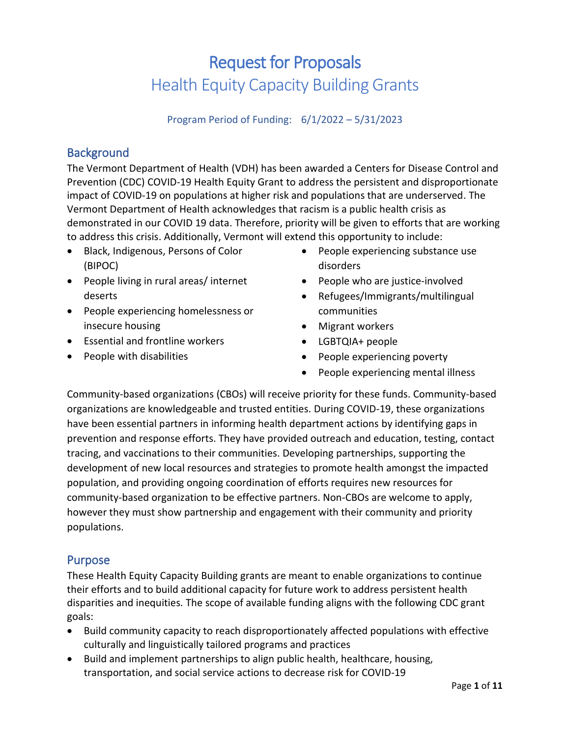# Request for Proposals

## Health Equity Capacity Building Grants

Program Period of Funding: 6/1/2022 – 5/31/2023

## Background

The Vermont Department of Health (VDH) has been awarded a Centers for Disease Control and Prevention (CDC) COVID-19 Health Equity Grant to address the persistent and disproportionate impact of COVID-19 on populations at higher risk and populations that are underserved. The Vermont Department of Health acknowledges that racism is a public health crisis as demonstrated in our COVID 19 data. Therefore, priority will be given to efforts that are working to address this crisis. Additionally, Vermont will extend this opportunity to include:

- Black, Indigenous, Persons of Color (BIPOC)
- People living in rural areas/ internet deserts
- People experiencing homelessness or insecure housing
- Essential and frontline workers
- People with disabilities
- People experiencing substance use disorders
- People who are justice-involved
- Refugees/Immigrants/multilingual communities
- Migrant workers
- LGBTQIA+ people
- People experiencing poverty
- People experiencing mental illness

Community-based organizations (CBOs) will receive priority for these funds. Community-based organizations are knowledgeable and trusted entities. During COVID-19, these organizations have been essential partners in informing health department actions by identifying gaps in prevention and response efforts. They have provided outreach and education, testing, contact tracing, and vaccinations to their communities. Developing partnerships, supporting the development of new local resources and strategies to promote health amongst the impacted population, and providing ongoing coordination of efforts requires new resources for community-based organization to be effective partners. Non-CBOs are welcome to apply, however they must show partnership and engagement with their community and priority populations.

## Purpose

These Health Equity Capacity Building grants are meant to enable organizations to continue their efforts and to build additional capacity for future work to address persistent health disparities and inequities. The scope of available funding aligns with the following CDC grant goals:

- Build community capacity to reach disproportionately affected populations with effective culturally and linguistically tailored programs and practices
- Build and implement partnerships to align public health, healthcare, housing, transportation, and social service actions to decrease risk for COVID-19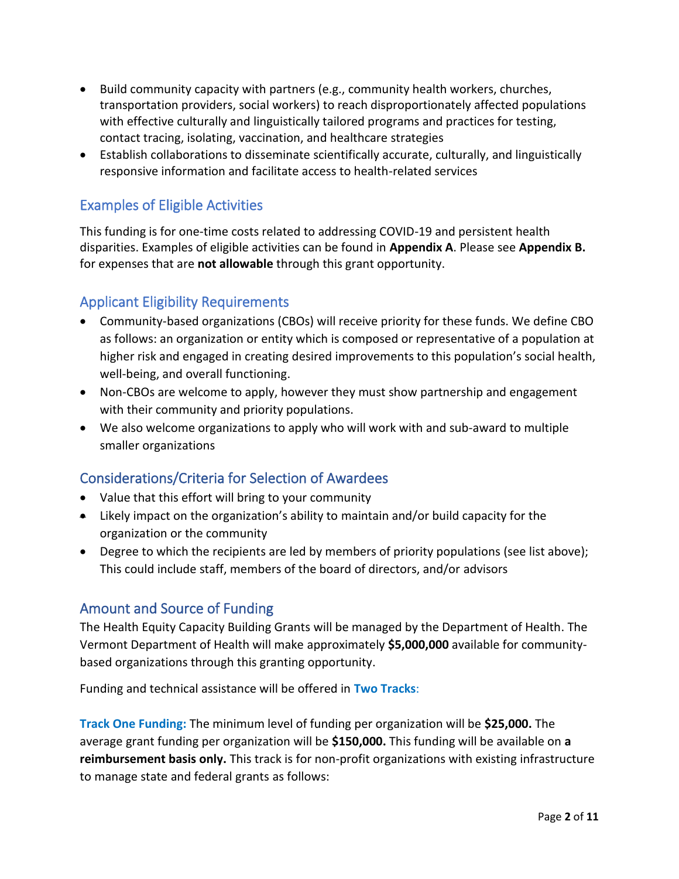- Build community capacity with partners (e.g., community health workers, churches, transportation providers, social workers) to reach disproportionately affected populations with effective culturally and linguistically tailored programs and practices for testing, contact tracing, isolating, vaccination, and healthcare strategies
- Establish collaborations to disseminate scientifically accurate, culturally, and linguistically responsive information and facilitate access to health-related services

## Examples of Eligible Activities

This funding is for one-time costs related to addressing COVID-19 and persistent health disparities. Examples of eligible activities can be found in **Appendix A**. Please see **Appendix B.** for expenses that are **not allowable** through this grant opportunity.

## Applicant Eligibility Requirements

- Community-based organizations (CBOs) will receive priority for these funds. We define CBO as follows: an organization or entity which is composed or representative of a population at higher risk and engaged in creating desired improvements to this population's social health, well-being, and overall functioning.
- Non-CBOs are welcome to apply, however they must show partnership and engagement with their community and priority populations.
- We also welcome organizations to apply who will work with and sub-award to multiple smaller organizations

## Considerations/Criteria for Selection of Awardees

- Value that this effort will bring to your community
- Likely impact on the organization's ability to maintain and/or build capacity for the organization or the community
- Degree to which the recipients are led by members of priority populations (see list above); This could include staff, members of the board of directors, and/or advisors

## Amount and Source of Funding

The Health Equity Capacity Building Grants will be managed by the Department of Health. The Vermont Department of Health will make approximately **$5,000,000** available for community-based organizations through this granting opportunity.

Funding and technical assistance will be offered in **Two Tracks**:

**Track One Funding:** The minimum level of funding per organization will be **$25,000.** The average grant funding per organization will be **$150,000.** This funding will be available on **a reimbursement basis only.** This track is for non-profit organizations with existing infrastructure to manage state and federal grants as follows: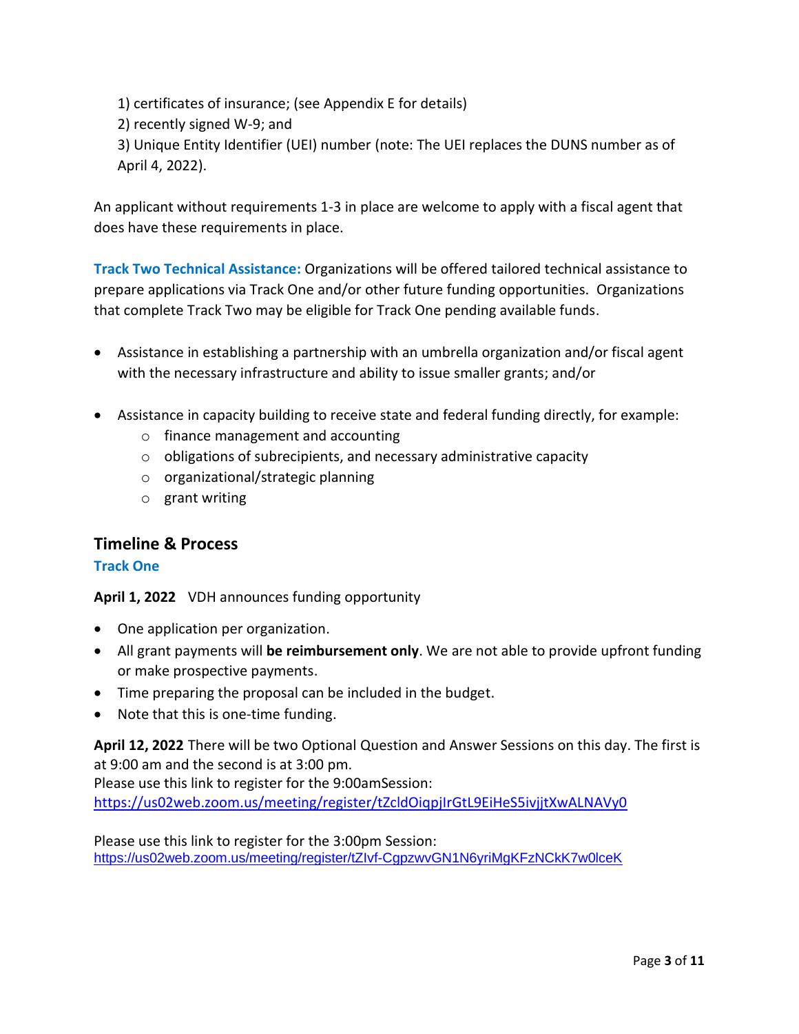1) certificates of insurance; (see Appendix E for details)
2) recently signed W-9; and
3) Unique Entity Identifier (UEI) number (note: The UEI replaces the DUNS number as of April 4, 2022).

An applicant without requirements 1-3 in place are welcome to apply with a fiscal agent that does have these requirements in place.

**Track Two Technical Assistance:** Organizations will be offered tailored technical assistance to prepare applications via Track One and/or other future funding opportunities. Organizations that complete Track Two may be eligible for Track One pending available funds.

- Assistance in establishing a partnership with an umbrella organization and/or fiscal agent with the necessary infrastructure and ability to issue smaller grants; and/or

- Assistance in capacity building to receive state and federal funding directly, for example:
    - finance management and accounting
    - obligations of subrecipients, and necessary administrative capacity
    - organizational/strategic planning
    - grant writing

## Timeline & Process

### Track One

**April 1, 2022** VDH announces funding opportunity

- One application per organization.
- All grant payments will **be reimbursement only**. We are not able to provide upfront funding or make prospective payments.
- Time preparing the proposal can be included in the budget.
- Note that this is one-time funding.

**April 12, 2022** There will be two Optional Question and Answer Sessions on this day. The first is at 9:00 am and the second is at 3:00 pm.
Please use this link to register for the 9:00amSession:
https://us02web.zoom.us/meeting/register/tZcldOiqpjIrGtL9EiHeS5ivjjtXwALNAVy0

Please use this link to register for the 3:00pm Session:
https://us02web.zoom.us/meeting/register/tZIvf-CgpzwvGN1N6yriMgKFzNCkK7w0lceK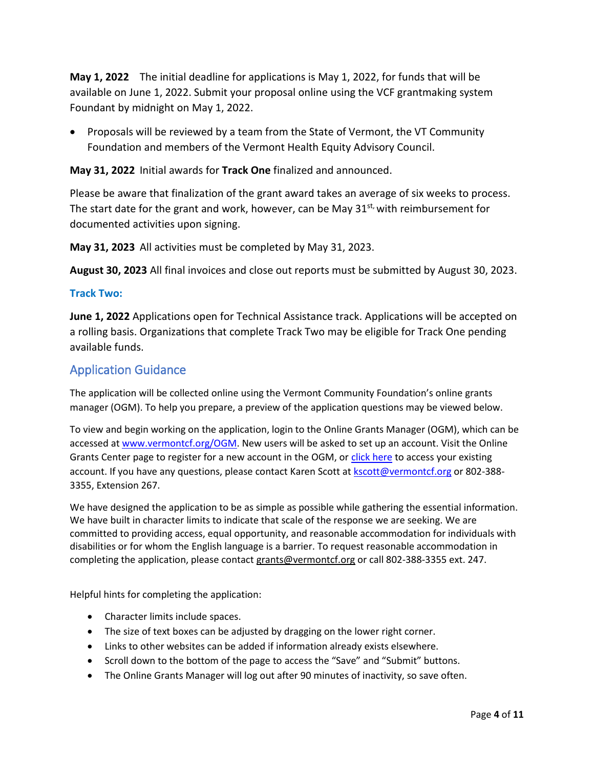**May 1, 2022** The initial deadline for applications is May 1, 2022, for funds that will be available on June 1, 2022. Submit your proposal online using the VCF grantmaking system Foundant by midnight on May 1, 2022.

- Proposals will be reviewed by a team from the State of Vermont, the VT Community Foundation and members of the Vermont Health Equity Advisory Council.

**May 31, 2022** Initial awards for **Track One** finalized and announced.

Please be aware that finalization of the grant award takes an average of six weeks to process. The start date for the grant and work, however, can be May 31st, with reimbursement for documented activities upon signing.

**May 31, 2023** All activities must be completed by May 31, 2023.

**August 30, 2023** All final invoices and close out reports must be submitted by August 30, 2023.

**Track Two:**

**June 1, 2022** Applications open for Technical Assistance track. Applications will be accepted on a rolling basis. Organizations that complete Track Two may be eligible for Track One pending available funds.

## Application Guidance

The application will be collected online using the Vermont Community Foundation's online grants manager (OGM). To help you prepare, a preview of the application questions may be viewed below.

To view and begin working on the application, login to the Online Grants Manager (OGM), which can be accessed at [www.vermontcf.org/OGM](www.vermontcf.org/OGM). New users will be asked to set up an account. Visit the Online Grants Center page to register for a new account in the OGM, or click here to access your existing account. If you have any questions, please contact Karen Scott at kscott@vermontcf.org or 802-388-3355, Extension 267.

We have designed the application to be as simple as possible while gathering the essential information. We have built in character limits to indicate that scale of the response we are seeking. We are committed to providing access, equal opportunity, and reasonable accommodation for individuals with disabilities or for whom the English language is a barrier. To request reasonable accommodation in completing the application, please contact grants@vermontcf.org or call 802-388-3355 ext. 247.

Helpful hints for completing the application:

- Character limits include spaces.
- The size of text boxes can be adjusted by dragging on the lower right corner.
- Links to other websites can be added if information already exists elsewhere.
- Scroll down to the bottom of the page to access the "Save" and "Submit" buttons.
- The Online Grants Manager will log out after 90 minutes of inactivity, so save often.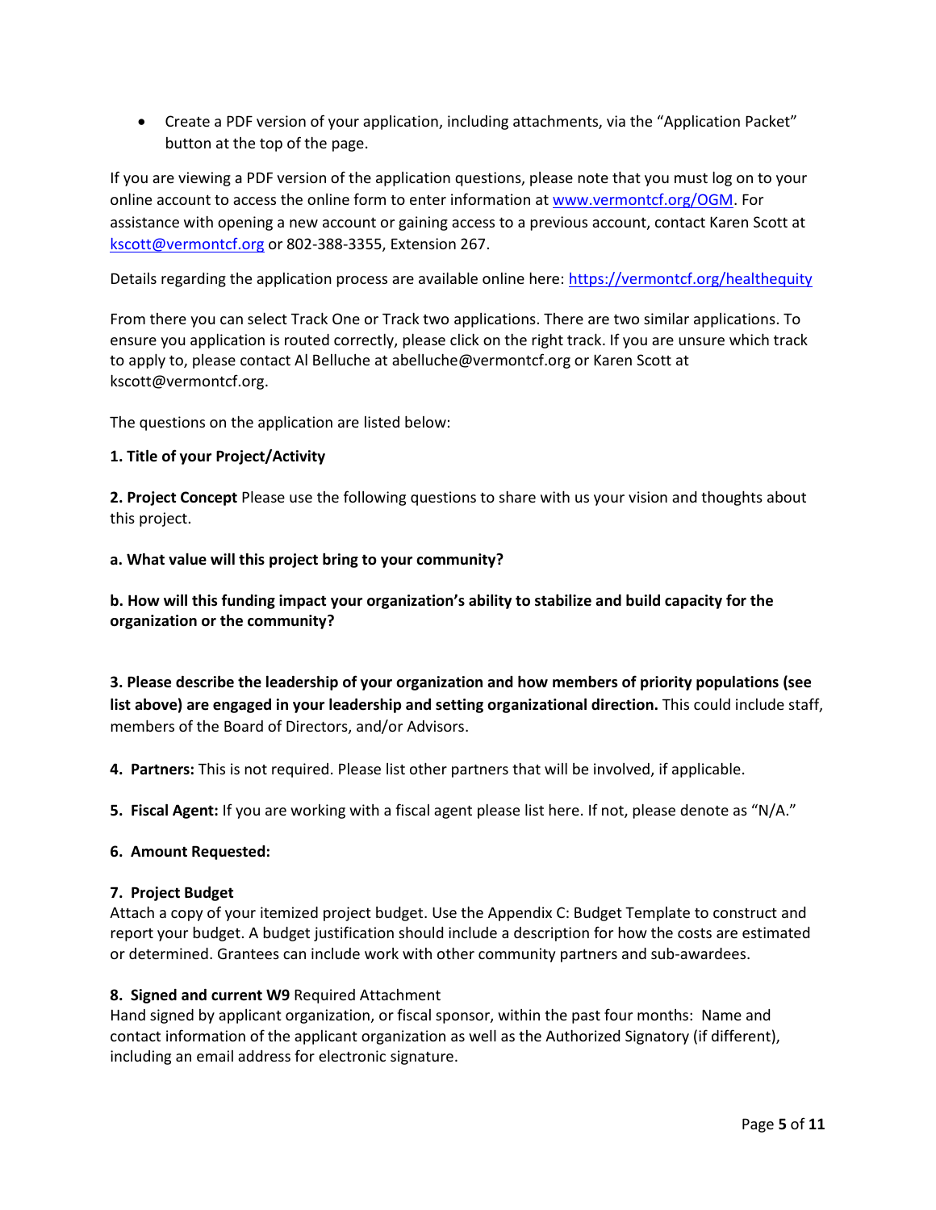- Create a PDF version of your application, including attachments, via the "Application Packet" button at the top of the page.

If you are viewing a PDF version of the application questions, please note that you must log on to your online account to access the online form to enter information at [www.vermontcf.org/OGM](www.vermontcf.org/OGM). For assistance with opening a new account or gaining access to a previous account, contact Karen Scott at [kscott@vermontcf.org](mailto:kscott@vermontcf.org) or 802-388-3355, Extension 267.

Details regarding the application process are available online here: [https://vermontcf.org/healthequity](https://vermontcf.org/healthequity)

From there you can select Track One or Track two applications. There are two similar applications. To ensure you application is routed correctly, please click on the right track. If you are unsure which track to apply to, please contact Al Belluche at abelluche@vermontcf.org or Karen Scott at kscott@vermontcf.org.

The questions on the application are listed below:

**1. Title of your Project/Activity**

**2. Project Concept** Please use the following questions to share with us your vision and thoughts about this project.

**a. What value will this project bring to your community?**

**b. How will this funding impact your organization's ability to stabilize and build capacity for the organization or the community?**

**3. Please describe the leadership of your organization and how members of priority populations (see list above) are engaged in your leadership and setting organizational direction.** This could include staff, members of the Board of Directors, and/or Advisors.

**4. Partners:** This is not required. Please list other partners that will be involved, if applicable.

**5. Fiscal Agent:** If you are working with a fiscal agent please list here. If not, please denote as "N/A."

**6. Amount Requested:**

**7. Project Budget**
Attach a copy of your itemized project budget. Use the Appendix C: Budget Template to construct and report your budget. A budget justification should include a description for how the costs are estimated or determined. Grantees can include work with other community partners and sub-awardees.

**8. Signed and current W9** Required Attachment
Hand signed by applicant organization, or fiscal sponsor, within the past four months: Name and contact information of the applicant organization as well as the Authorized Signatory (if different), including an email address for electronic signature.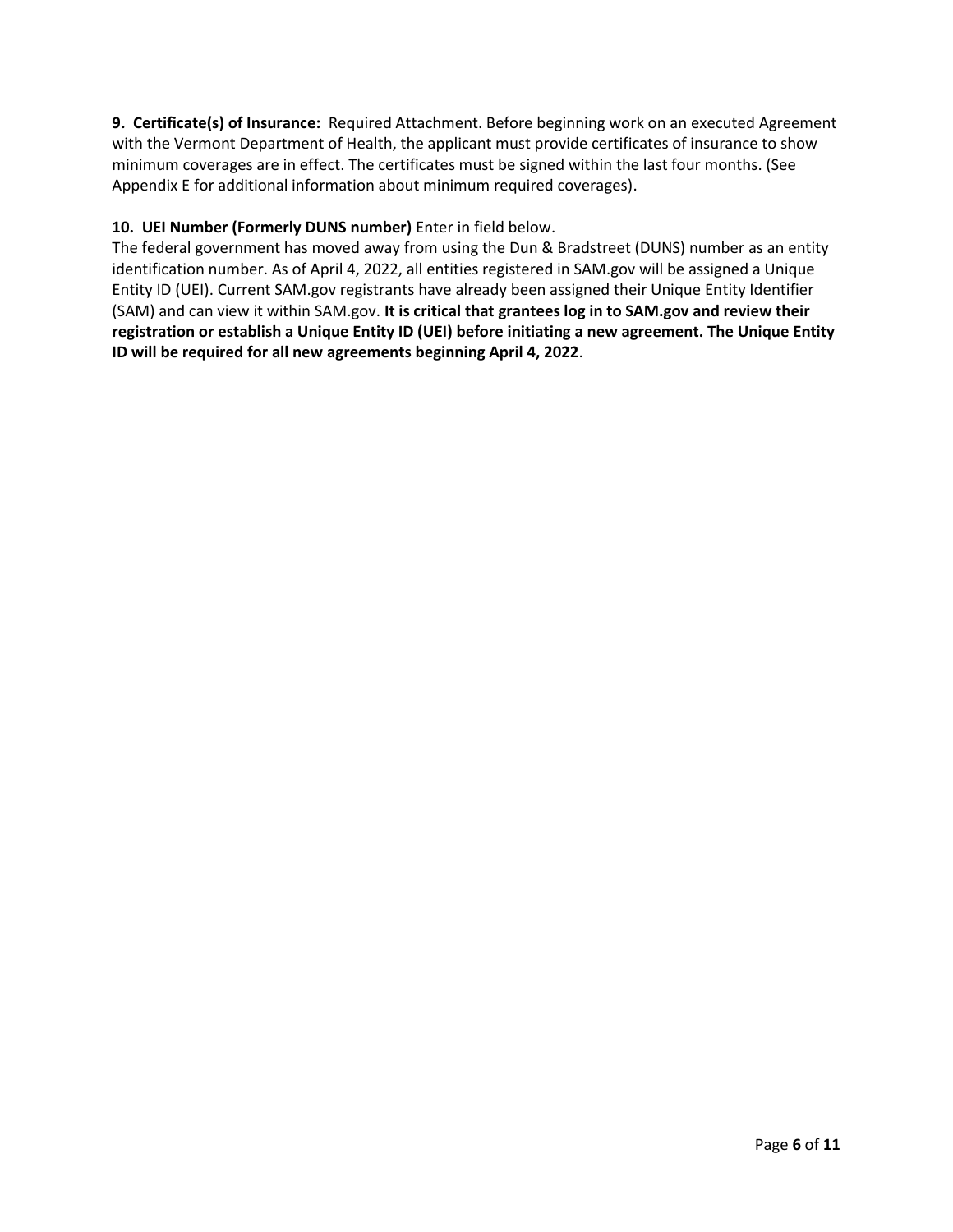**9. Certificate(s) of Insurance:** Required Attachment. Before beginning work on an executed Agreement with the Vermont Department of Health, the applicant must provide certificates of insurance to show minimum coverages are in effect. The certificates must be signed within the last four months. (See Appendix E for additional information about minimum required coverages).

**10. UEI Number (Formerly DUNS number)** Enter in field below.
The federal government has moved away from using the Dun & Bradstreet (DUNS) number as an entity identification number. As of April 4, 2022, all entities registered in SAM.gov will be assigned a Unique Entity ID (UEI). Current SAM.gov registrants have already been assigned their Unique Entity Identifier (SAM) and can view it within SAM.gov. **It is critical that grantees log in to SAM.gov and review their registration or establish a Unique Entity ID (UEI) before initiating a new agreement. The Unique Entity ID will be required for all new agreements beginning April 4, 2022**.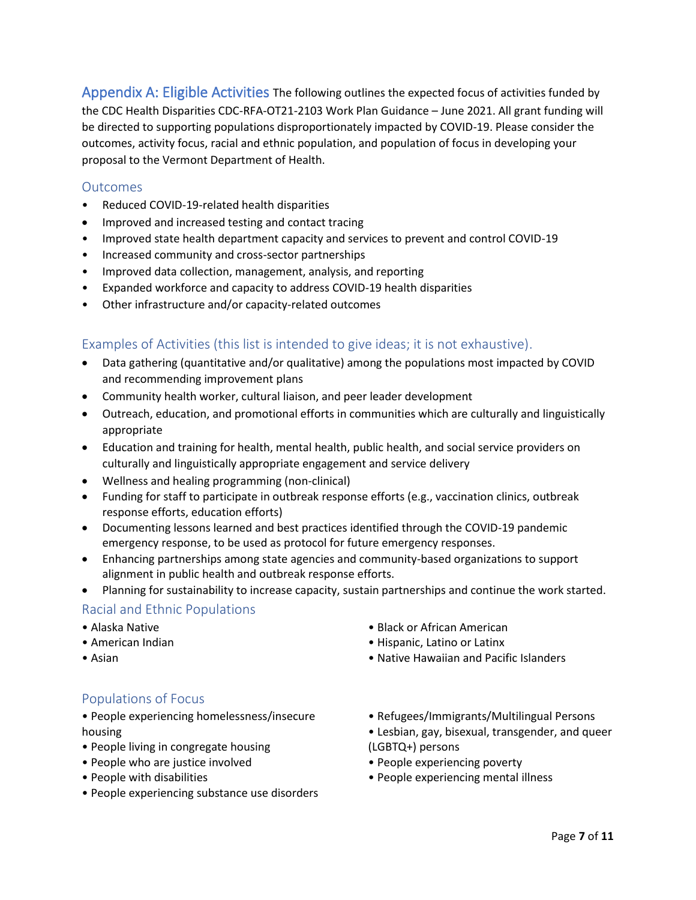## Appendix A: Eligible Activities

The following outlines the expected focus of activities funded by the CDC Health Disparities CDC-RFA-OT21-2103 Work Plan Guidance – June 2021. All grant funding will be directed to supporting populations disproportionately impacted by COVID-19. Please consider the outcomes, activity focus, racial and ethnic population, and population of focus in developing your proposal to the Vermont Department of Health.

### Outcomes

- Reduced COVID-19-related health disparities
- Improved and increased testing and contact tracing
- Improved state health department capacity and services to prevent and control COVID-19
- Increased community and cross-sector partnerships
- Improved data collection, management, analysis, and reporting
- Expanded workforce and capacity to address COVID-19 health disparities
- Other infrastructure and/or capacity-related outcomes

### Examples of Activities (this list is intended to give ideas; it is not exhaustive).

- Data gathering (quantitative and/or qualitative) among the populations most impacted by COVID and recommending improvement plans
- Community health worker, cultural liaison, and peer leader development
- Outreach, education, and promotional efforts in communities which are culturally and linguistically appropriate
- Education and training for health, mental health, public health, and social service providers on culturally and linguistically appropriate engagement and service delivery
- Wellness and healing programming (non-clinical)
- Funding for staff to participate in outbreak response efforts (e.g., vaccination clinics, outbreak response efforts, education efforts)
- Documenting lessons learned and best practices identified through the COVID-19 pandemic emergency response, to be used as protocol for future emergency responses.
- Enhancing partnerships among state agencies and community-based organizations to support alignment in public health and outbreak response efforts.
- Planning for sustainability to increase capacity, sustain partnerships and continue the work started.

### Racial and Ethnic Populations

- Alaska Native
- American Indian
- Asian
- Black or African American
- Hispanic, Latino or Latinx
- Native Hawaiian and Pacific Islanders

### Populations of Focus

- People experiencing homelessness/insecure housing
- People living in congregate housing
- People who are justice involved
- People with disabilities
- People experiencing substance use disorders
- Refugees/Immigrants/Multilingual Persons
- Lesbian, gay, bisexual, transgender, and queer (LGBTQ+) persons
- People experiencing poverty
- People experiencing mental illness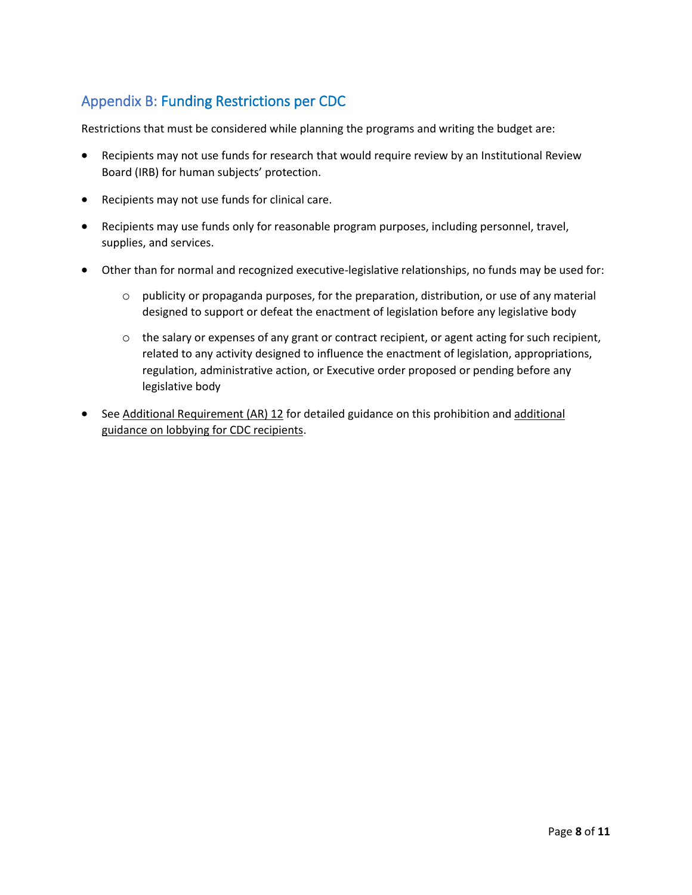## Appendix B: Funding Restrictions per CDC

Restrictions that must be considered while planning the programs and writing the budget are:

- Recipients may not use funds for research that would require review by an Institutional Review Board (IRB) for human subjects' protection.
- Recipients may not use funds for clinical care.
- Recipients may use funds only for reasonable program purposes, including personnel, travel, supplies, and services.
- Other than for normal and recognized executive-legislative relationships, no funds may be used for:
  - publicity or propaganda purposes, for the preparation, distribution, or use of any material designed to support or defeat the enactment of legislation before any legislative body
  - the salary or expenses of any grant or contract recipient, or agent acting for such recipient, related to any activity designed to influence the enactment of legislation, appropriations, regulation, administrative action, or Executive order proposed or pending before any legislative body
- See Additional Requirement (AR) 12 for detailed guidance on this prohibition and additional guidance on lobbying for CDC recipients.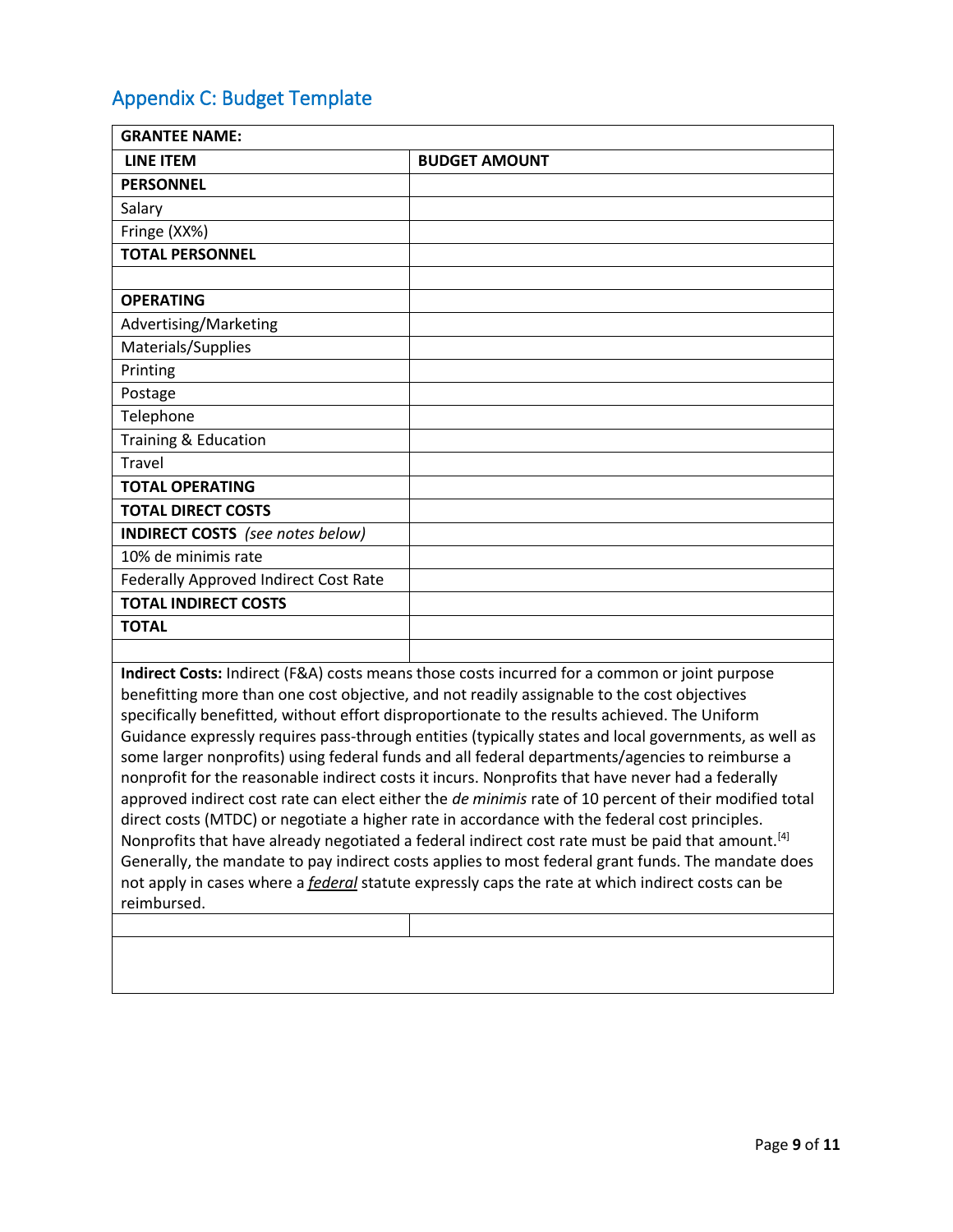## Appendix C: Budget Template

| **GRANTEE NAME:** | |
|---|---|
| **LINE ITEM** | **BUDGET AMOUNT** |
| **PERSONNEL** | |
| Salary | |
| Fringe (XX%) | |
| **TOTAL PERSONNEL** | |
| | |
| **OPERATING** | |
| Advertising/Marketing | |
| Materials/Supplies | |
| Printing | |
| Postage | |
| Telephone | |
| Training & Education | |
| Travel | |
| **TOTAL OPERATING** | |
| **TOTAL DIRECT COSTS** | |
| **INDIRECT COSTS** *(see notes below)* | |
| 10% de minimis rate | |
| Federally Approved Indirect Cost Rate | |
| **TOTAL INDIRECT COSTS** | |
| **TOTAL** | |
| | |

**Indirect Costs:** Indirect (F&A) costs means those costs incurred for a common or joint purpose benefitting more than one cost objective, and not readily assignable to the cost objectives specifically benefitted, without effort disproportionate to the results achieved. The Uniform Guidance expressly requires pass-through entities (typically states and local governments, as well as some larger nonprofits) using federal funds and all federal departments/agencies to reimburse a nonprofit for the reasonable indirect costs it incurs. Nonprofits that have never had a federally approved indirect cost rate can elect either the *de minimis* rate of 10 percent of their modified total direct costs (MTDC) or negotiate a higher rate in accordance with the federal cost principles. Nonprofits that have already negotiated a federal indirect cost rate must be paid that amount.[4] Generally, the mandate to pay indirect costs applies to most federal grant funds. The mandate does not apply in cases where a ***federal*** statute expressly caps the rate at which indirect costs can be reimbursed.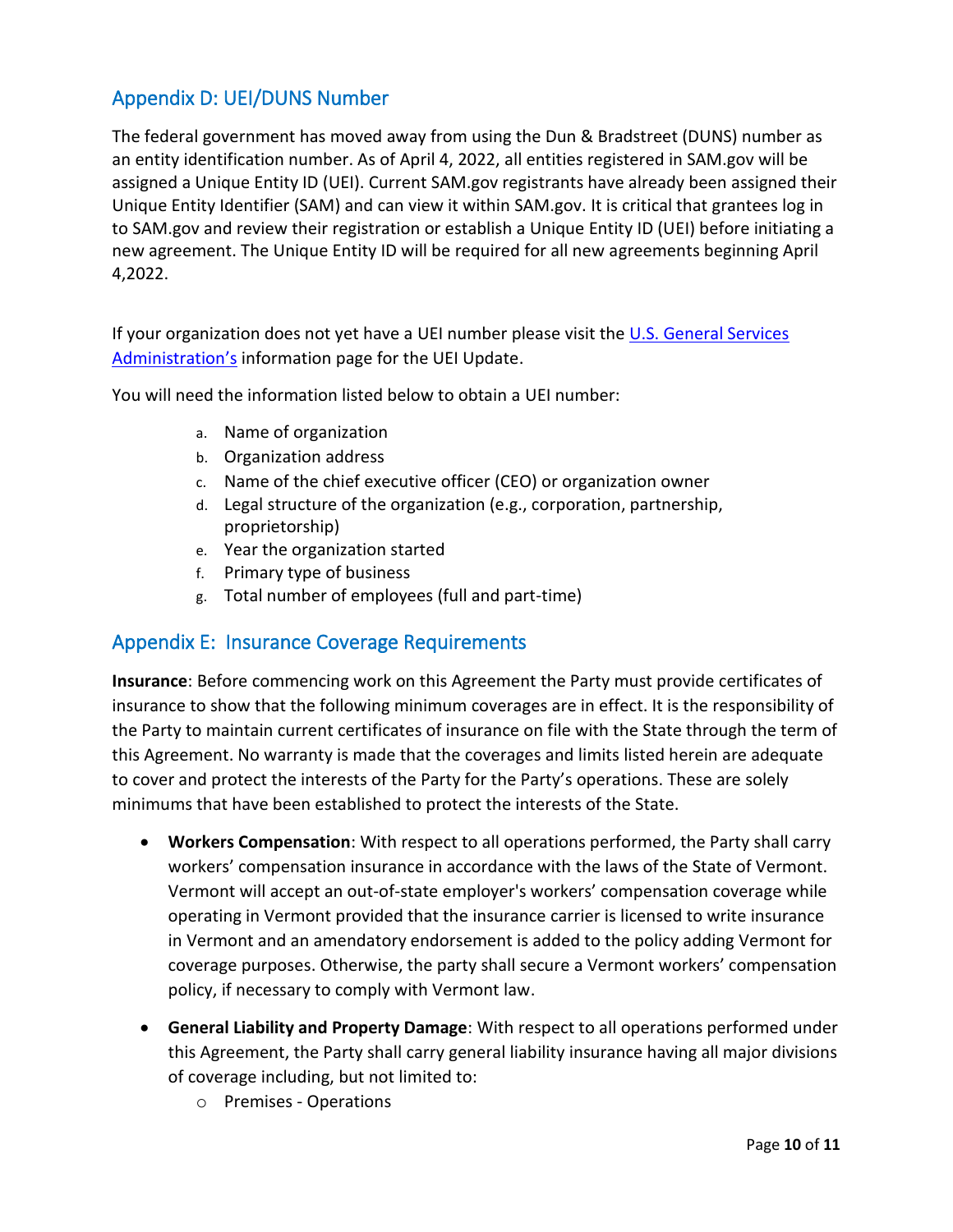## Appendix D: UEI/DUNS Number

The federal government has moved away from using the Dun & Bradstreet (DUNS) number as an entity identification number. As of April 4, 2022, all entities registered in SAM.gov will be assigned a Unique Entity ID (UEI). Current SAM.gov registrants have already been assigned their Unique Entity Identifier (SAM) and can view it within SAM.gov. It is critical that grantees log in to SAM.gov and review their registration or establish a Unique Entity ID (UEI) before initiating a new agreement. The Unique Entity ID will be required for all new agreements beginning April 4,2022.

If your organization does not yet have a UEI number please visit the U.S. General Services Administration's information page for the UEI Update.

You will need the information listed below to obtain a UEI number:

a. Name of organization
b. Organization address
c. Name of the chief executive officer (CEO) or organization owner
d. Legal structure of the organization (e.g., corporation, partnership, proprietorship)
e. Year the organization started
f. Primary type of business
g. Total number of employees (full and part-time)

## Appendix E: Insurance Coverage Requirements

**Insurance**: Before commencing work on this Agreement the Party must provide certificates of insurance to show that the following minimum coverages are in effect. It is the responsibility of the Party to maintain current certificates of insurance on file with the State through the term of this Agreement. No warranty is made that the coverages and limits listed herein are adequate to cover and protect the interests of the Party for the Party's operations. These are solely minimums that have been established to protect the interests of the State.

- **Workers Compensation**: With respect to all operations performed, the Party shall carry workers' compensation insurance in accordance with the laws of the State of Vermont. Vermont will accept an out-of-state employer's workers' compensation coverage while operating in Vermont provided that the insurance carrier is licensed to write insurance in Vermont and an amendatory endorsement is added to the policy adding Vermont for coverage purposes. Otherwise, the party shall secure a Vermont workers' compensation policy, if necessary to comply with Vermont law.

- **General Liability and Property Damage**: With respect to all operations performed under this Agreement, the Party shall carry general liability insurance having all major divisions of coverage including, but not limited to:
  - Premises - Operations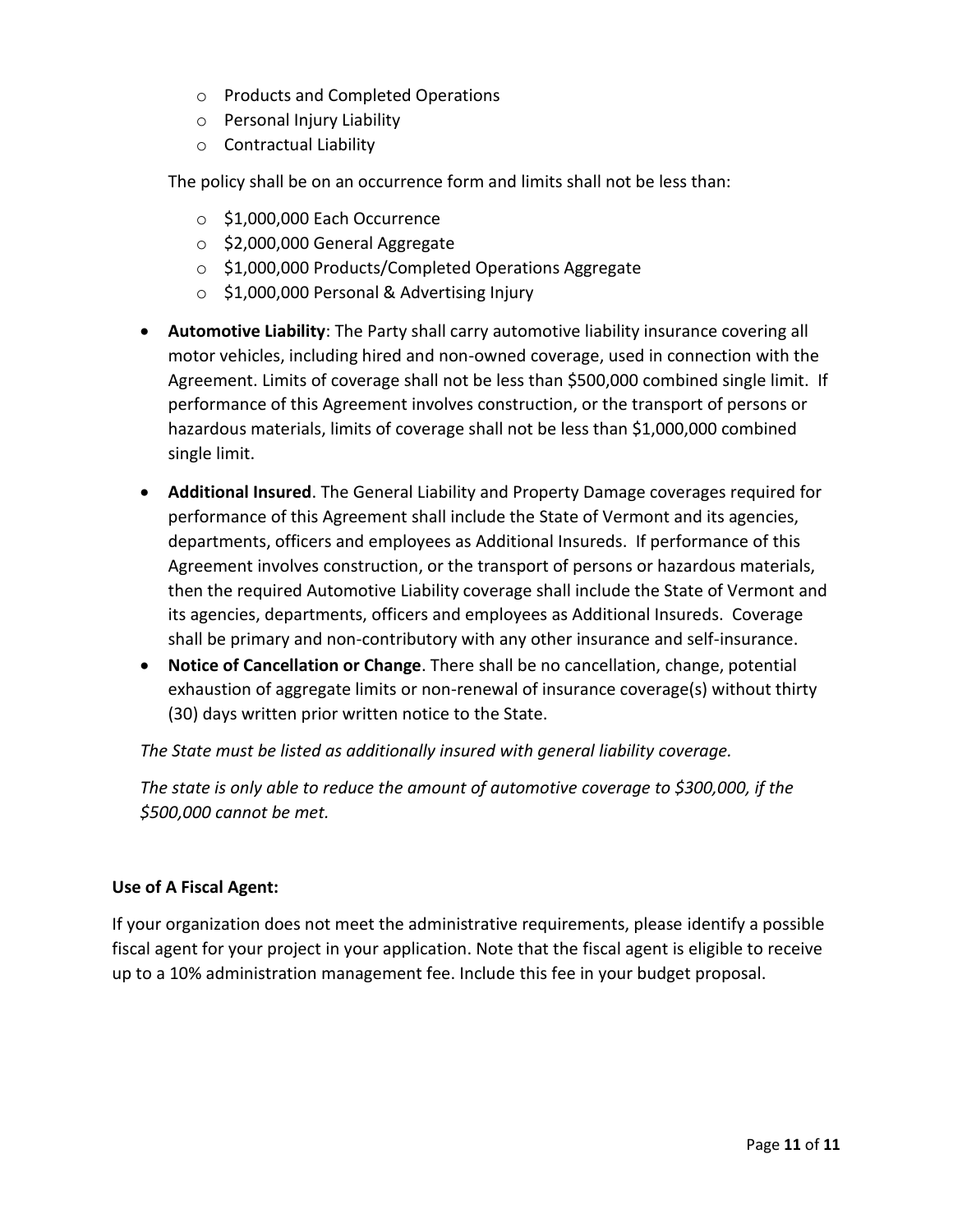- Products and Completed Operations
  - Personal Injury Liability
  - Contractual Liability

  The policy shall be on an occurrence form and limits shall not be less than:

  - $1,000,000 Each Occurrence
  - $2,000,000 General Aggregate
  - $1,000,000 Products/Completed Operations Aggregate
  - $1,000,000 Personal & Advertising Injury

- **Automotive Liability**: The Party shall carry automotive liability insurance covering all motor vehicles, including hired and non-owned coverage, used in connection with the Agreement. Limits of coverage shall not be less than $500,000 combined single limit. If performance of this Agreement involves construction, or the transport of persons or hazardous materials, limits of coverage shall not be less than $1,000,000 combined single limit.
- **Additional Insured**. The General Liability and Property Damage coverages required for performance of this Agreement shall include the State of Vermont and its agencies, departments, officers and employees as Additional Insureds. If performance of this Agreement involves construction, or the transport of persons or hazardous materials, then the required Automotive Liability coverage shall include the State of Vermont and its agencies, departments, officers and employees as Additional Insureds. Coverage shall be primary and non-contributory with any other insurance and self-insurance.
- **Notice of Cancellation or Change**. There shall be no cancellation, change, potential exhaustion of aggregate limits or non-renewal of insurance coverage(s) without thirty (30) days written prior written notice to the State.

*The State must be listed as additionally insured with general liability coverage.*

*The state is only able to reduce the amount of automotive coverage to $300,000, if the $500,000 cannot be met.*

**Use of A Fiscal Agent:**

If your organization does not meet the administrative requirements, please identify a possible fiscal agent for your project in your application. Note that the fiscal agent is eligible to receive up to a 10% administration management fee. Include this fee in your budget proposal.